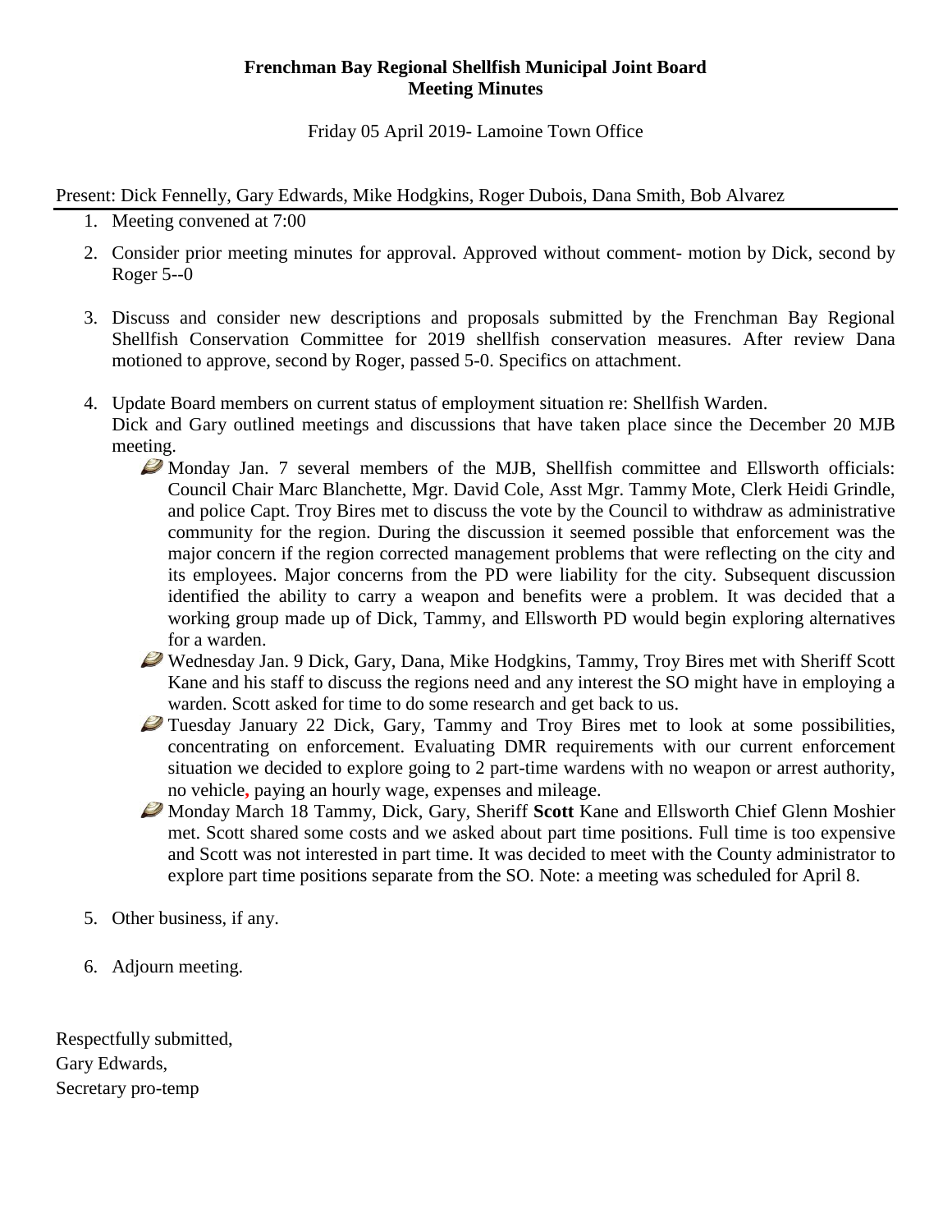**Frenchman Bay Regional Shellfish Municipal Joint Board**
**Meeting Minutes**

Friday 05 April 2019- Lamoine Town Office

Present: Dick Fennelly, Gary Edwards, Mike Hodgkins, Roger Dubois, Dana Smith, Bob Alvarez

1. Meeting convened at 7:00

2. Consider prior meeting minutes for approval. Approved without comment- motion by Dick, second by Roger 5--0

3. Discuss and consider new descriptions and proposals submitted by the Frenchman Bay Regional Shellfish Conservation Committee for 2019 shellfish conservation measures. After review Dana motioned to approve, second by Roger, passed 5-0. Specifics on attachment.

4. Update Board members on current status of employment situation re: Shellfish Warden.
   Dick and Gary outlined meetings and discussions that have taken place since the December 20 MJB meeting.
   - Monday Jan. 7 several members of the MJB, Shellfish committee and Ellsworth officials: Council Chair Marc Blanchette, Mgr. David Cole, Asst Mgr. Tammy Mote, Clerk Heidi Grindle, and police Capt. Troy Bires met to discuss the vote by the Council to withdraw as administrative community for the region. During the discussion it seemed possible that enforcement was the major concern if the region corrected management problems that were reflecting on the city and its employees. Major concerns from the PD were liability for the city. Subsequent discussion identified the ability to carry a weapon and benefits were a problem. It was decided that a working group made up of Dick, Tammy, and Ellsworth PD would begin exploring alternatives for a warden.
   - Wednesday Jan. 9 Dick, Gary, Dana, Mike Hodgkins, Tammy, Troy Bires met with Sheriff Scott Kane and his staff to discuss the regions need and any interest the SO might have in employing a warden. Scott asked for time to do some research and get back to us.
   - Tuesday January 22 Dick, Gary, Tammy and Troy Bires met to look at some possibilities, concentrating on enforcement. Evaluating DMR requirements with our current enforcement situation we decided to explore going to 2 part-time wardens with no weapon or arrest authority, no vehicle, paying an hourly wage, expenses and mileage.
   - Monday March 18 Tammy, Dick, Gary, Sheriff **Scott** Kane and Ellsworth Chief Glenn Moshier met. Scott shared some costs and we asked about part time positions. Full time is too expensive and Scott was not interested in part time. It was decided to meet with the County administrator to explore part time positions separate from the SO. Note: a meeting was scheduled for April 8.

5. Other business, if any.

6. Adjourn meeting.

Respectfully submitted,
Gary Edwards,
Secretary pro-temp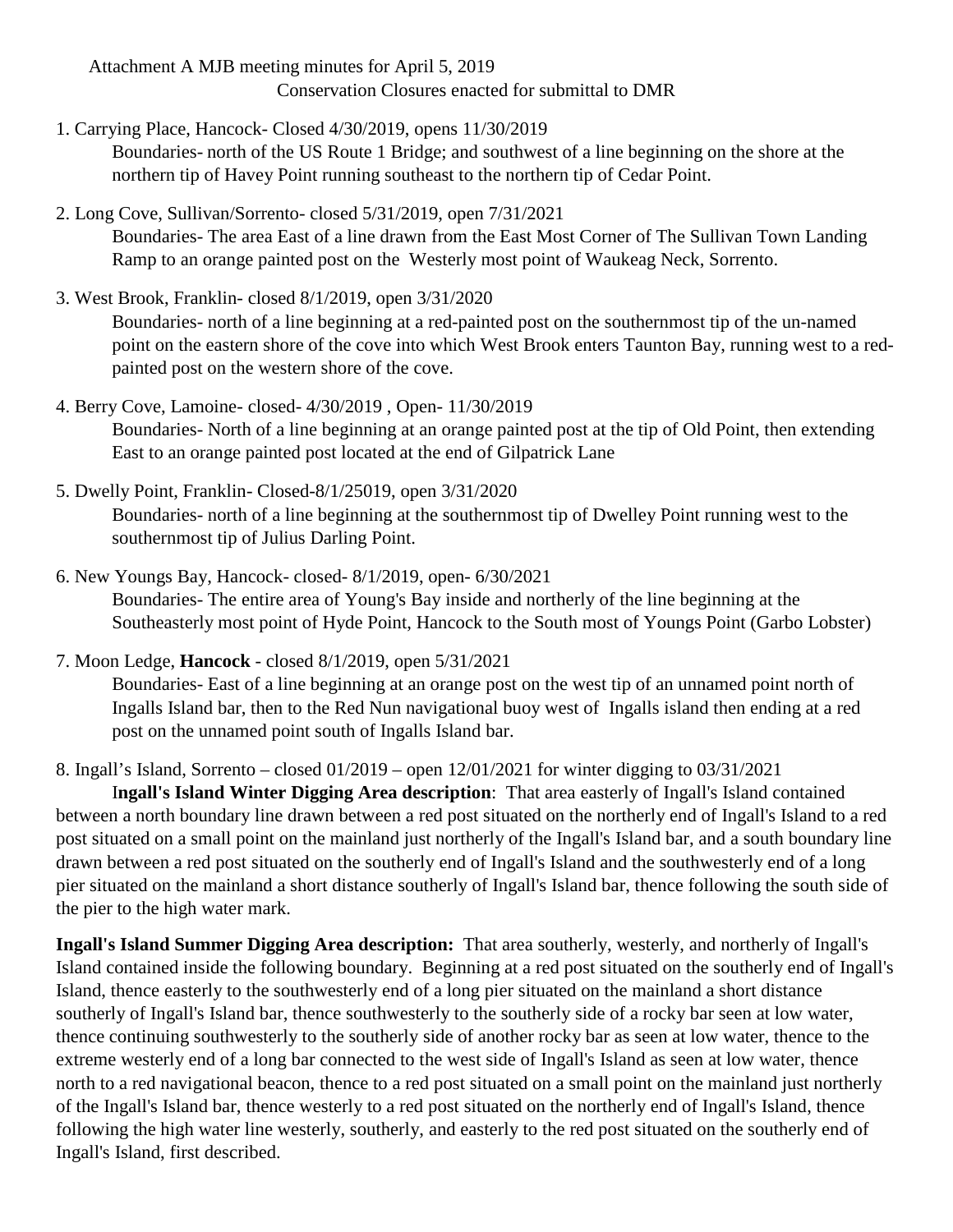Attachment A MJB meeting minutes for April 5, 2019

Conservation Closures enacted for submittal to DMR

1. Carrying Place, Hancock- Closed 4/30/2019, opens 11/30/2019

   Boundaries- north of the US Route 1 Bridge; and southwest of a line beginning on the shore at the northern tip of Havey Point running southeast to the northern tip of Cedar Point.

2. Long Cove, Sullivan/Sorrento- closed 5/31/2019, open 7/31/2021

   Boundaries- The area East of a line drawn from the East Most Corner of The Sullivan Town Landing Ramp to an orange painted post on the Westerly most point of Waukeag Neck, Sorrento.

3. West Brook, Franklin- closed 8/1/2019, open 3/31/2020

   Boundaries- north of a line beginning at a red-painted post on the southernmost tip of the un-named point on the eastern shore of the cove into which West Brook enters Taunton Bay, running west to a red-painted post on the western shore of the cove.

4. Berry Cove, Lamoine- closed- 4/30/2019 , Open- 11/30/2019

   Boundaries- North of a line beginning at an orange painted post at the tip of Old Point, then extending East to an orange painted post located at the end of Gilpatrick Lane

5. Dwelly Point, Franklin- Closed-8/1/25019, open 3/31/2020

   Boundaries- north of a line beginning at the southernmost tip of Dwelley Point running west to the southernmost tip of Julius Darling Point.

6. New Youngs Bay, Hancock- closed- 8/1/2019, open- 6/30/2021

   Boundaries- The entire area of Young's Bay inside and northerly of the line beginning at the Southeasterly most point of Hyde Point, Hancock to the South most of Youngs Point (Garbo Lobster)

7. Moon Ledge, **Hancock** - closed 8/1/2019, open 5/31/2021

   Boundaries- East of a line beginning at an orange post on the west tip of an unnamed point north of Ingalls Island bar, then to the Red Nun navigational buoy west of Ingalls island then ending at a red post on the unnamed point south of Ingalls Island bar.

8. Ingall's Island, Sorrento – closed 01/2019 – open 12/01/2021 for winter digging to 03/31/2021

**Ingall's Island Winter Digging Area description**: That area easterly of Ingall's Island contained between a north boundary line drawn between a red post situated on the northerly end of Ingall's Island to a red post situated on a small point on the mainland just northerly of the Ingall's Island bar, and a south boundary line drawn between a red post situated on the southerly end of Ingall's Island and the southwesterly end of a long pier situated on the mainland a short distance southerly of Ingall's Island bar, thence following the south side of the pier to the high water mark.

**Ingall's Island Summer Digging Area description:** That area southerly, westerly, and northerly of Ingall's Island contained inside the following boundary. Beginning at a red post situated on the southerly end of Ingall's Island, thence easterly to the southwesterly end of a long pier situated on the mainland a short distance southerly of Ingall's Island bar, thence southwesterly to the southerly side of a rocky bar seen at low water, thence continuing southwesterly to the southerly side of another rocky bar as seen at low water, thence to the extreme westerly end of a long bar connected to the west side of Ingall's Island as seen at low water, thence north to a red navigational beacon, thence to a red post situated on a small point on the mainland just northerly of the Ingall's Island bar, thence westerly to a red post situated on the northerly end of Ingall's Island, thence following the high water line westerly, southerly, and easterly to the red post situated on the southerly end of Ingall's Island, first described.